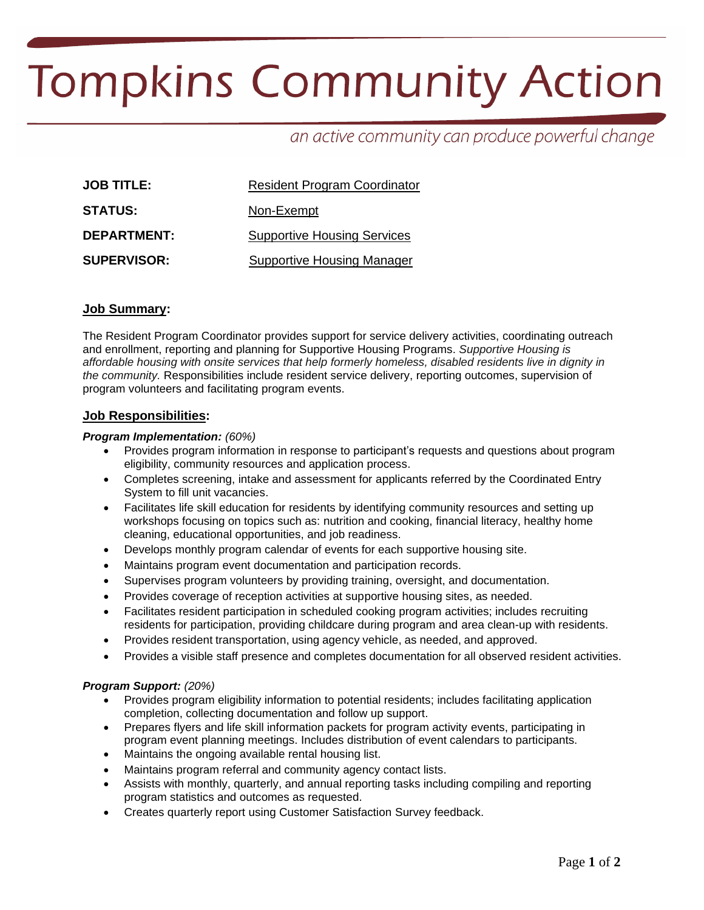# Tompkins Community Action

*an active community can produce powerful change*

| | |
|---|---|
| **JOB TITLE:** | Resident Program Coordinator |
| **STATUS:** | Non-Exempt |
| **DEPARTMENT:** | Supportive Housing Services |
| **SUPERVISOR:** | Supportive Housing Manager |

## Job Summary:

The Resident Program Coordinator provides support for service delivery activities, coordinating outreach and enrollment, reporting and planning for Supportive Housing Programs. *Supportive Housing is affordable housing with onsite services that help formerly homeless, disabled residents live in dignity in the community.* Responsibilities include resident service delivery, reporting outcomes, supervision of program volunteers and facilitating program events.

## Job Responsibilities:

***Program Implementation:*** *(60%)*

- Provides program information in response to participant's requests and questions about program eligibility, community resources and application process.
- Completes screening, intake and assessment for applicants referred by the Coordinated Entry System to fill unit vacancies.
- Facilitates life skill education for residents by identifying community resources and setting up workshops focusing on topics such as: nutrition and cooking, financial literacy, healthy home cleaning, educational opportunities, and job readiness.
- Develops monthly program calendar of events for each supportive housing site.
- Maintains program event documentation and participation records.
- Supervises program volunteers by providing training, oversight, and documentation.
- Provides coverage of reception activities at supportive housing sites, as needed.
- Facilitates resident participation in scheduled cooking program activities; includes recruiting residents for participation, providing childcare during program and area clean-up with residents.
- Provides resident transportation, using agency vehicle, as needed, and approved.
- Provides a visible staff presence and completes documentation for all observed resident activities.

***Program Support:*** *(20%)*

- Provides program eligibility information to potential residents; includes facilitating application completion, collecting documentation and follow up support.
- Prepares flyers and life skill information packets for program activity events, participating in program event planning meetings. Includes distribution of event calendars to participants.
- Maintains the ongoing available rental housing list.
- Maintains program referral and community agency contact lists.
- Assists with monthly, quarterly, and annual reporting tasks including compiling and reporting program statistics and outcomes as requested.
- Creates quarterly report using Customer Satisfaction Survey feedback.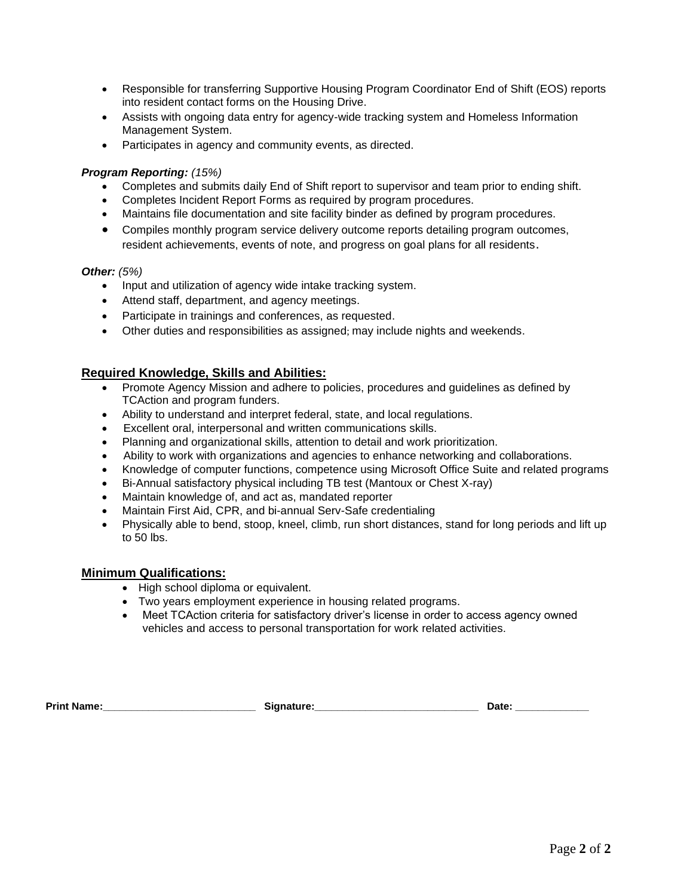- Responsible for transferring Supportive Housing Program Coordinator End of Shift (EOS) reports into resident contact forms on the Housing Drive.
- Assists with ongoing data entry for agency-wide tracking system and Homeless Information Management System.
- Participates in agency and community events, as directed.

***Program Reporting:*** *(15%)*

- Completes and submits daily End of Shift report to supervisor and team prior to ending shift.
- Completes Incident Report Forms as required by program procedures.
- Maintains file documentation and site facility binder as defined by program procedures.
- Compiles monthly program service delivery outcome reports detailing program outcomes, resident achievements, events of note, and progress on goal plans for all residents.

***Other:*** *(5%)*

- Input and utilization of agency wide intake tracking system.
- Attend staff, department, and agency meetings.
- Participate in trainings and conferences, as requested.
- Other duties and responsibilities as assigned; may include nights and weekends.

## Required Knowledge, Skills and Abilities:

- Promote Agency Mission and adhere to policies, procedures and guidelines as defined by TCAction and program funders.
- Ability to understand and interpret federal, state, and local regulations.
- Excellent oral, interpersonal and written communications skills.
- Planning and organizational skills, attention to detail and work prioritization.
- Ability to work with organizations and agencies to enhance networking and collaborations.
- Knowledge of computer functions, competence using Microsoft Office Suite and related programs
- Bi-Annual satisfactory physical including TB test (Mantoux or Chest X-ray)
- Maintain knowledge of, and act as, mandated reporter
- Maintain First Aid, CPR, and bi-annual Serv-Safe credentialing
- Physically able to bend, stoop, kneel, climb, run short distances, stand for long periods and lift up to 50 lbs.

## Minimum Qualifications:

- High school diploma or equivalent.
- Two years employment experience in housing related programs.
- Meet TCAction criteria for satisfactory driver's license in order to access agency owned vehicles and access to personal transportation for work related activities.

**Print Name:**___________________________ **Signature:**_____________________________ **Date:** _____________